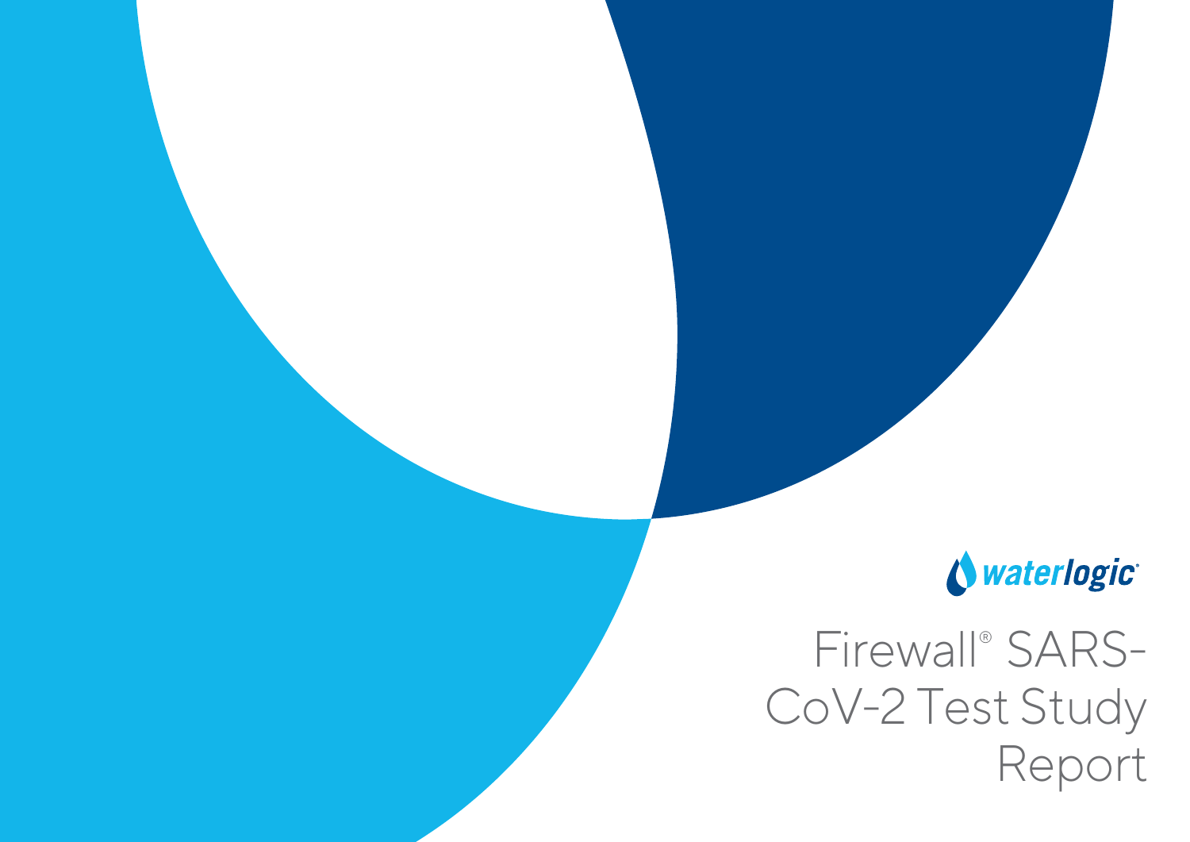waterlogic®

# Firewall® SARS-CoV-2 Test Study Report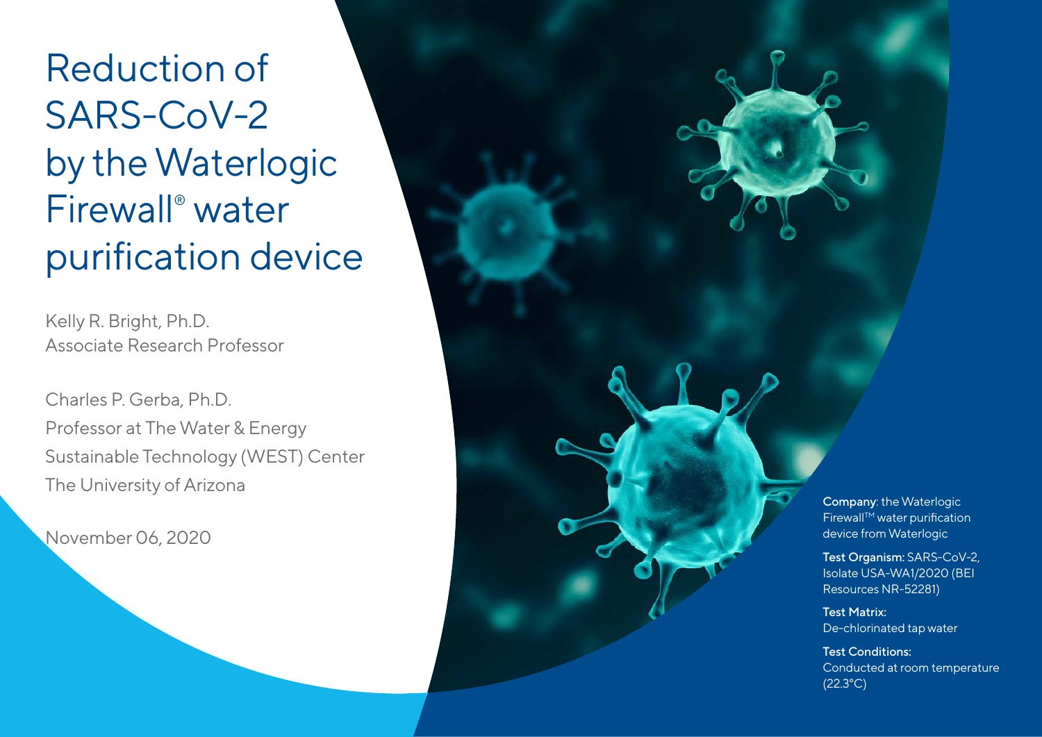# Reduction of SARS-CoV-2 by the Waterlogic Firewall® water purification device

Kelly R. Bright, Ph.D.
Associate Research Professor

Charles P. Gerba, Ph.D.
Professor at The Water & Energy Sustainable Technology (WEST) Center
The University of Arizona

November 06, 2020

**Company**: the Waterlogic Firewall™ water purification device from Waterlogic

**Test Organism:** SARS-CoV-2, Isolate USA-WA1/2020 (BEI Resources NR-52281)

**Test Matrix:**
De-chlorinated tap water

**Test Conditions:**
Conducted at room temperature (22.3°C)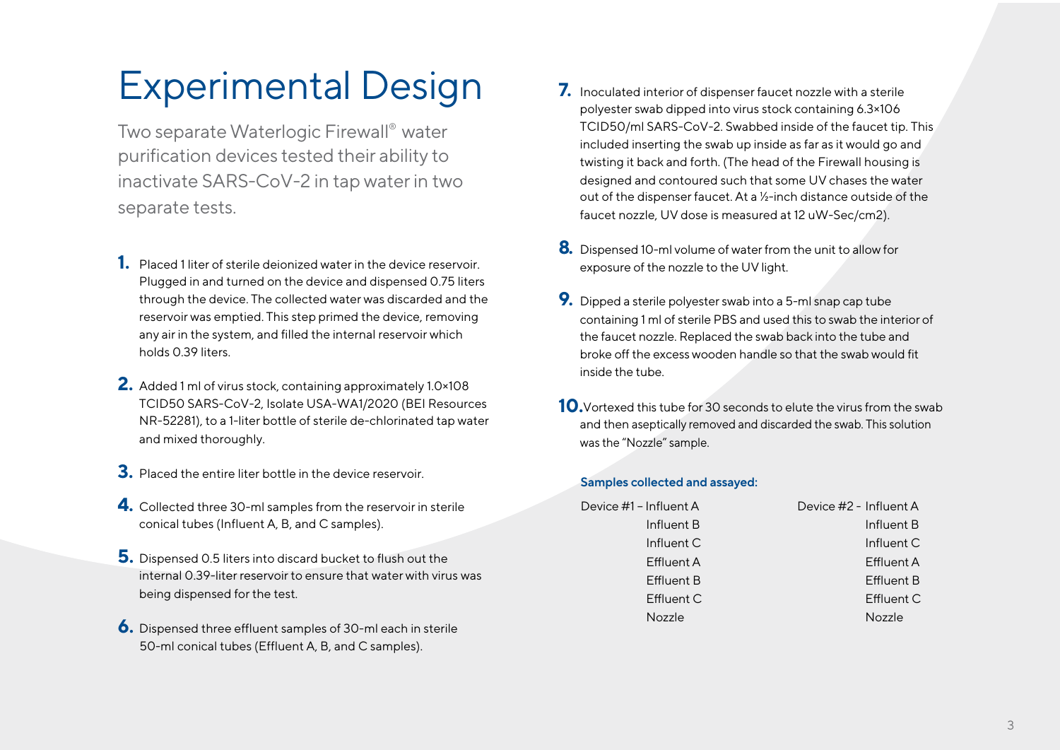# Experimental Design

Two separate Waterlogic Firewall® water purification devices tested their ability to inactivate SARS-CoV-2 in tap water in two separate tests.

1. Placed 1 liter of sterile deionized water in the device reservoir. Plugged in and turned on the device and dispensed 0.75 liters through the device. The collected water was discarded and the reservoir was emptied. This step primed the device, removing any air in the system, and filled the internal reservoir which holds 0.39 liters.
2. Added 1 ml of virus stock, containing approximately 1.0×108 TCID50 SARS-CoV-2, Isolate USA-WA1/2020 (BEI Resources NR-52281), to a 1-liter bottle of sterile de-chlorinated tap water and mixed thoroughly.
3. Placed the entire liter bottle in the device reservoir.
4. Collected three 30-ml samples from the reservoir in sterile conical tubes (Influent A, B, and C samples).
5. Dispensed 0.5 liters into discard bucket to flush out the internal 0.39-liter reservoir to ensure that water with virus was being dispensed for the test.
6. Dispensed three effluent samples of 30-ml each in sterile 50-ml conical tubes (Effluent A, B, and C samples).
7. Inoculated interior of dispenser faucet nozzle with a sterile polyester swab dipped into virus stock containing 6.3×106 TCID50/ml SARS-CoV-2. Swabbed inside of the faucet tip. This included inserting the swab up inside as far as it would go and twisting it back and forth. (The head of the Firewall housing is designed and contoured such that some UV chases the water out of the dispenser faucet. At a ½-inch distance outside of the faucet nozzle, UV dose is measured at 12 uW-Sec/cm2).
8. Dispensed 10-ml volume of water from the unit to allow for exposure of the nozzle to the UV light.
9. Dipped a sterile polyester swab into a 5-ml snap cap tube containing 1 ml of sterile PBS and used this to swab the interior of the faucet nozzle. Replaced the swab back into the tube and broke off the excess wooden handle so that the swab would fit inside the tube.
10. Vortexed this tube for 30 seconds to elute the virus from the swab and then aseptically removed and discarded the swab. This solution was the "Nozzle" sample.

**Samples collected and assayed:**

| Device #1 | Device #2 |
|---|---|
| Influent A | Influent A |
| Influent B | Influent B |
| Influent C | Influent C |
| Effluent A | Effluent A |
| Effluent B | Effluent B |
| Effluent C | Effluent C |
| Nozzle | Nozzle |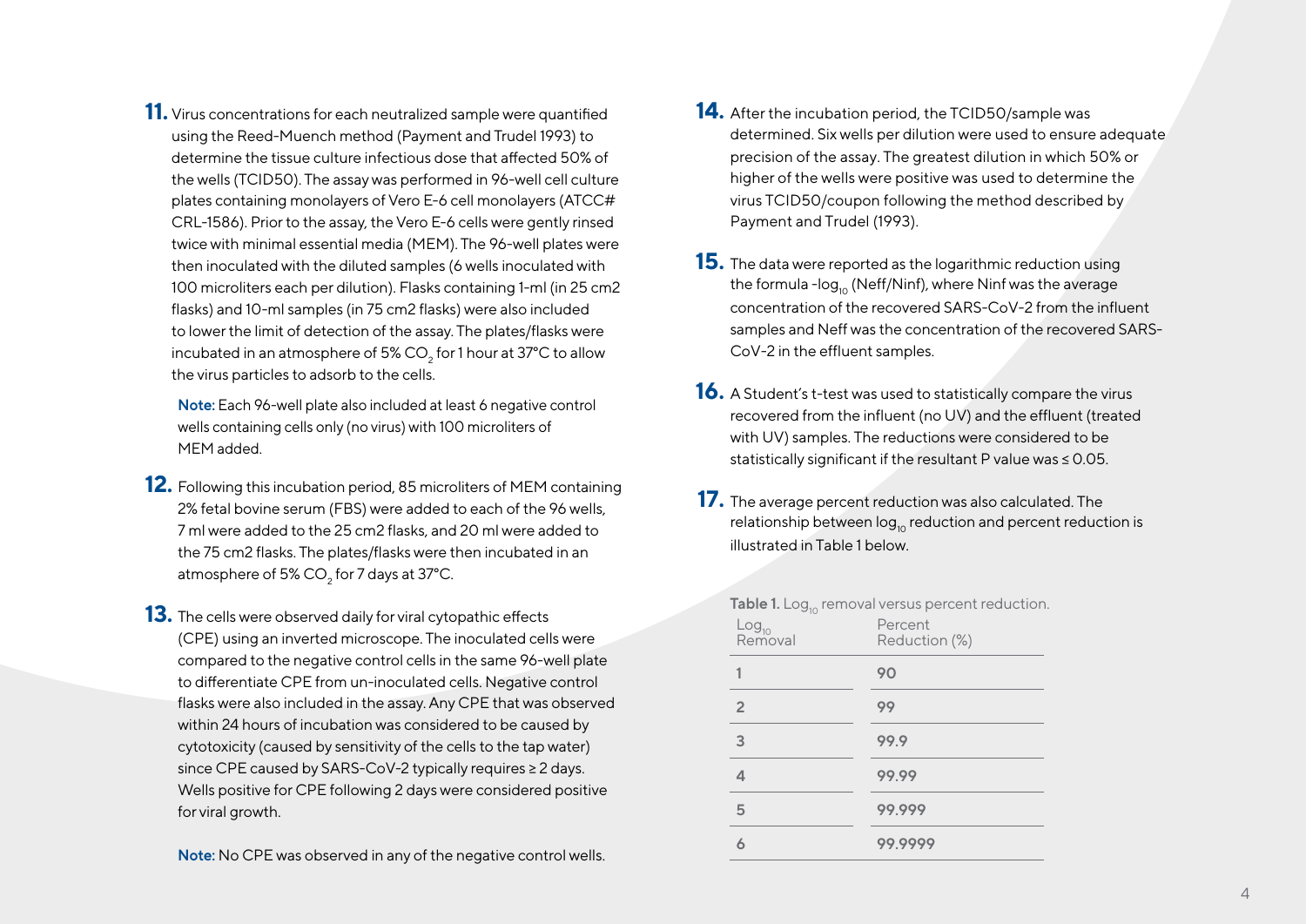11. Virus concentrations for each neutralized sample were quantified using the Reed-Muench method (Payment and Trudel 1993) to determine the tissue culture infectious dose that affected 50% of the wells (TCID50). The assay was performed in 96-well cell culture plates containing monolayers of Vero E-6 cell monolayers (ATCC# CRL-1586). Prior to the assay, the Vero E-6 cells were gently rinsed twice with minimal essential media (MEM). The 96-well plates were then inoculated with the diluted samples (6 wells inoculated with 100 microliters each per dilution). Flasks containing 1-ml (in 25 cm2 flasks) and 10-ml samples (in 75 cm2 flasks) were also included to lower the limit of detection of the assay. The plates/flasks were incubated in an atmosphere of 5% $CO_2$ for 1 hour at 37°C to allow the virus particles to adsorb to the cells.

   **Note:** Each 96-well plate also included at least 6 negative control wells containing cells only (no virus) with 100 microliters of MEM added.

12. Following this incubation period, 85 microliters of MEM containing 2% fetal bovine serum (FBS) were added to each of the 96 wells, 7 ml were added to the 25 cm2 flasks, and 20 ml were added to the 75 cm2 flasks. The plates/flasks were then incubated in an atmosphere of 5% $CO_2$ for 7 days at 37°C.

13. The cells were observed daily for viral cytopathic effects (CPE) using an inverted microscope. The inoculated cells were compared to the negative control cells in the same 96-well plate to differentiate CPE from un-inoculated cells. Negative control flasks were also included in the assay. Any CPE that was observed within 24 hours of incubation was considered to be caused by cytotoxicity (caused by sensitivity of the cells to the tap water) since CPE caused by SARS-CoV-2 typically requires ≥ 2 days. Wells positive for CPE following 2 days were considered positive for viral growth.

   **Note:** No CPE was observed in any of the negative control wells.

14. After the incubation period, the TCID50/sample was determined. Six wells per dilution were used to ensure adequate precision of the assay. The greatest dilution in which 50% or higher of the wells were positive was used to determine the virus TCID50/coupon following the method described by Payment and Trudel (1993).

15. The data were reported as the logarithmic reduction using the formula $-\log_{10}(\text{Neff}/\text{Ninf})$, where Ninf was the average concentration of the recovered SARS-CoV-2 from the influent samples and Neff was the concentration of the recovered SARS-CoV-2 in the effluent samples.

16. A Student's t-test was used to statistically compare the virus recovered from the influent (no UV) and the effluent (treated with UV) samples. The reductions were considered to be statistically significant if the resultant P value was ≤ 0.05.

17. The average percent reduction was also calculated. The relationship between $\log_{10}$ reduction and percent reduction is illustrated in Table 1 below.

**Table 1.** $\text{Log}_{10}$ removal versus percent reduction.

| $\text{Log}_{10}$ Removal | Percent Reduction (%) |
|---|---|
| 1 | 90 |
| 2 | 99 |
| 3 | 99.9 |
| 4 | 99.99 |
| 5 | 99.999 |
| 6 | 99.9999 |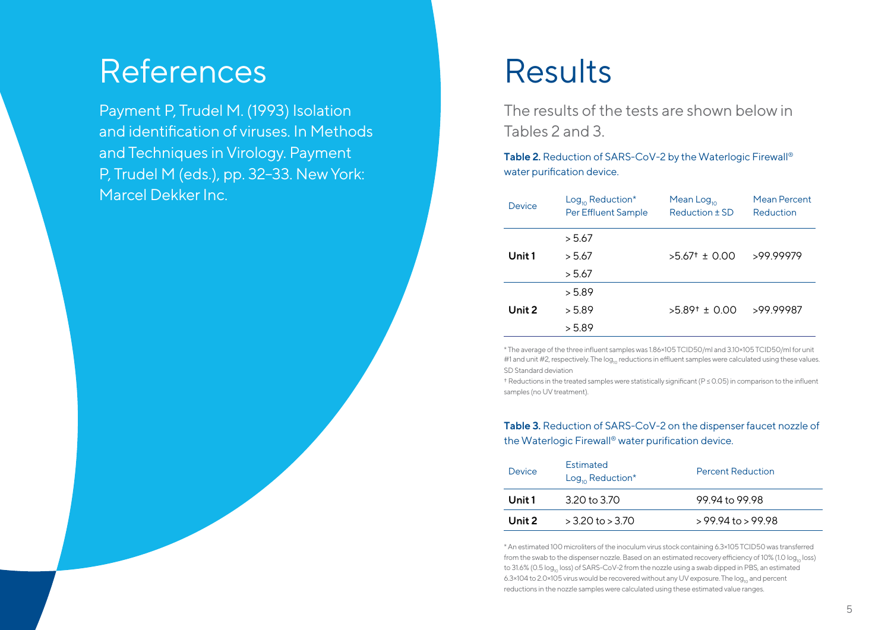# References

Payment P, Trudel M. (1993) Isolation and identification of viruses. In Methods and Techniques in Virology. Payment P, Trudel M (eds.), pp. 32–33. New York: Marcel Dekker Inc.

# Results

The results of the tests are shown below in Tables 2 and 3.

**Table 2.** Reduction of SARS-CoV-2 by the Waterlogic Firewall® water purification device.

| Device | $Log_{10}$ Reduction* Per Effluent Sample | Mean $Log_{10}$ Reduction ± SD | Mean Percent Reduction |
|---|---|---|---|
| **Unit 1** | > 5.67 | >5.67† ± 0.00 | >99.99979 |
| | > 5.67 | | |
| | > 5.67 | | |
| **Unit 2** | > 5.89 | >5.89† ± 0.00 | >99.99987 |
| | > 5.89 | | |
| | > 5.89 | | |

\* The average of the three influent samples was 1.86×105 TCID50/ml and 3.10×105 TCID50/ml for unit #1 and unit #2, respectively. The $log_{10}$ reductions in effluent samples were calculated using these values.
SD Standard deviation
† Reductions in the treated samples were statistically significant ($P \leq 0.05$) in comparison to the influent samples (no UV treatment).

**Table 3.** Reduction of SARS-CoV-2 on the dispenser faucet nozzle of the Waterlogic Firewall® water purification device.

| Device | Estimated $Log_{10}$ Reduction* | Percent Reduction |
|---|---|---|
| **Unit 1** | 3.20 to 3.70 | 99.94 to 99.98 |
| **Unit 2** | > 3.20 to > 3.70 | > 99.94 to > 99.98 |

\* An estimated 100 microliters of the inoculum virus stock containing 6.3×105 TCID50 was transferred from the swab to the dispenser nozzle. Based on an estimated recovery efficiency of 10% (1.0 $log_{10}$ loss) to 31.6% (0.5 $log_{10}$ loss) of SARS-CoV-2 from the nozzle using a swab dipped in PBS, an estimated 6.3×104 to 2.0×105 virus would be recovered without any UV exposure. The $log_{10}$ and percent reductions in the nozzle samples were calculated using these estimated value ranges.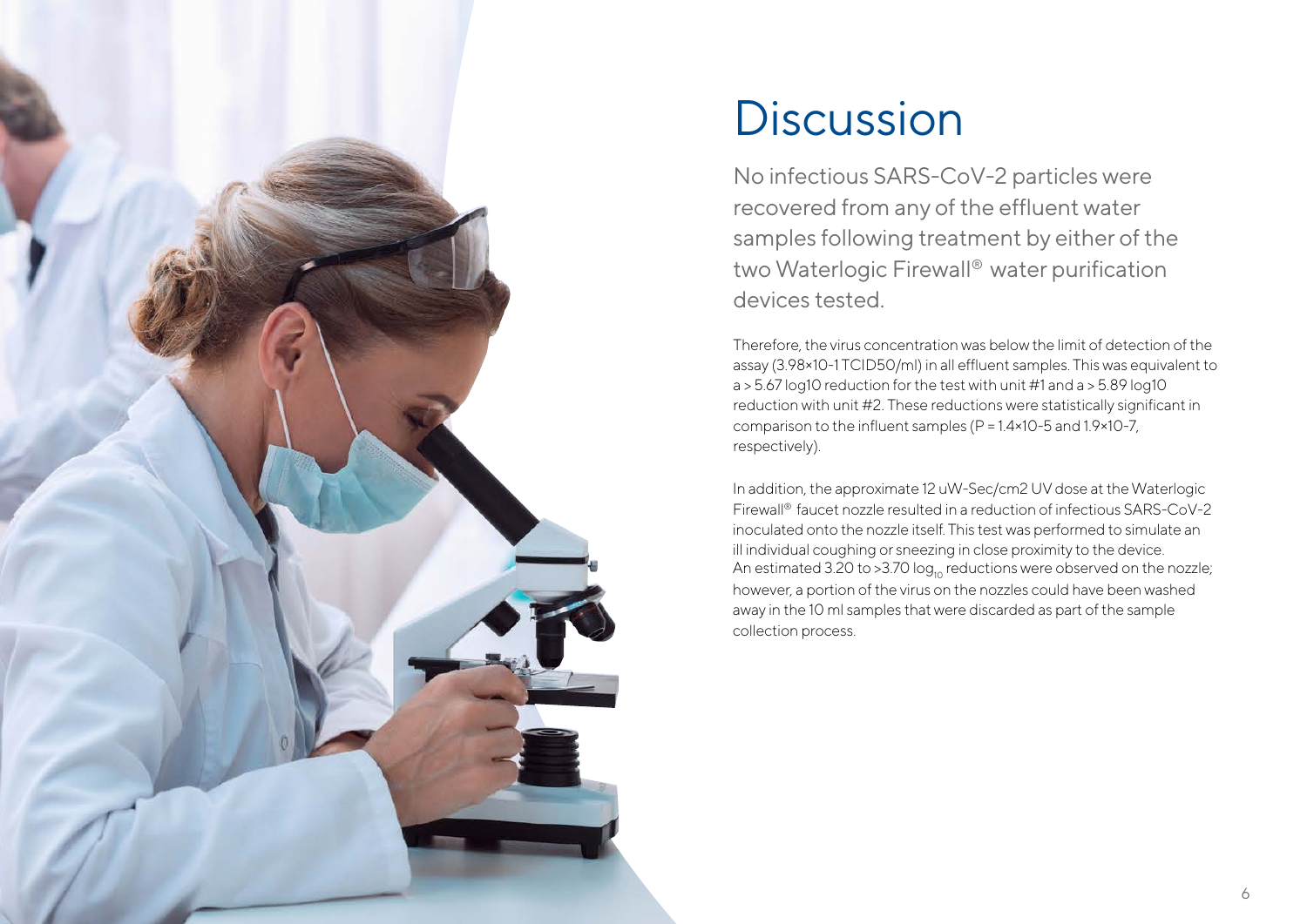# Discussion

No infectious SARS-CoV-2 particles were recovered from any of the effluent water samples following treatment by either of the two Waterlogic Firewall® water purification devices tested.

Therefore, the virus concentration was below the limit of detection of the assay ($3.98 \times 10^{-1}$ TCID50/ml) in all effluent samples. This was equivalent to a > 5.67 log10 reduction for the test with unit #1 and a > 5.89 log10 reduction with unit #2. These reductions were statistically significant in comparison to the influent samples ($P = 1.4 \times 10^{-5}$ and $1.9 \times 10^{-7}$, respectively).

In addition, the approximate 12 uW-Sec/cm2 UV dose at the Waterlogic Firewall® faucet nozzle resulted in a reduction of infectious SARS-CoV-2 inoculated onto the nozzle itself. This test was performed to simulate an ill individual coughing or sneezing in close proximity to the device. An estimated 3.20 to >3.70 $\log_{10}$ reductions were observed on the nozzle; however, a portion of the virus on the nozzles could have been washed away in the 10 ml samples that were discarded as part of the sample collection process.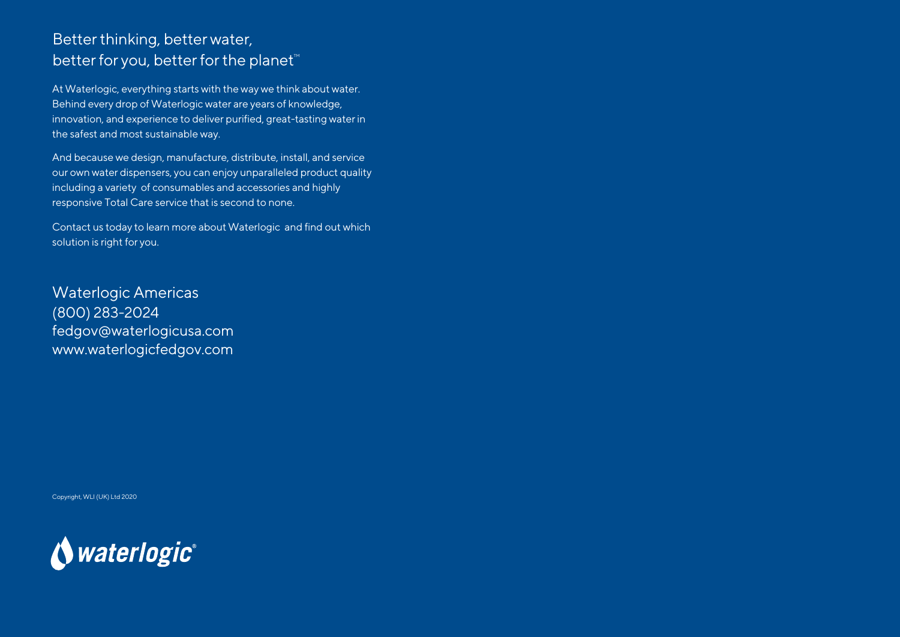## Better thinking, better water, better for you, better for the planet™

At Waterlogic, everything starts with the way we think about water. Behind every drop of Waterlogic water are years of knowledge, innovation, and experience to deliver purified, great-tasting water in the safest and most sustainable way.

And because we design, manufacture, distribute, install, and service our own water dispensers, you can enjoy unparalleled product quality including a variety of consumables and accessories and highly responsive Total Care service that is second to none.

Contact us today to learn more about Waterlogic and find out which solution is right for you.

Waterlogic Americas
(800) 283-2024
fedgov@waterlogicusa.com
www.waterlogicfedgov.com

Copyright, WLI (UK) Ltd 2020

waterlogic®